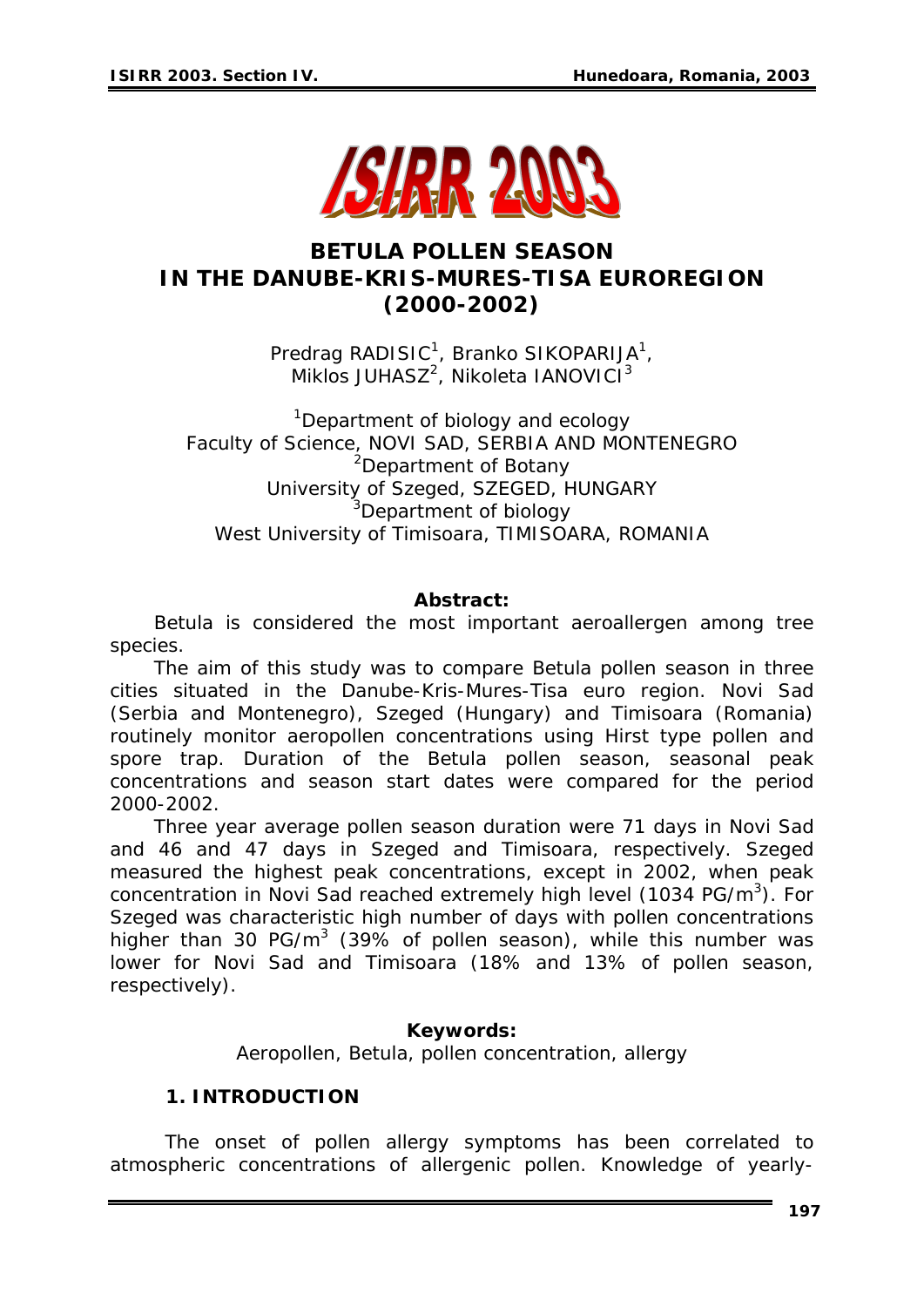# BETULA POLLEN SEASON IN THE DANUBE-KRIS-MURES-TISA EUROREGION (2000-2002)

Predrag RADISIC[1], Branko SIKOPARIJA[1], Miklos JUHASZ[2], Nikoleta IANOVICI[3]

[1]Department of biology and ecology
Faculty of Science, NOVI SAD, SERBIA AND MONTENEGRO
[2]Department of Botany
University of Szeged, SZEGED, HUNGARY
[3]Department of biology
West University of Timisoara, TIMISOARA, ROMANIA

**Abstract:**

Betula is considered the most important aeroallergen among tree species.

The aim of this study was to compare Betula pollen season in three cities situated in the Danube-Kris-Mures-Tisa euro region. Novi Sad (Serbia and Montenegro), Szeged (Hungary) and Timisoara (Romania) routinely monitor aeropollen concentrations using Hirst type pollen and spore trap. Duration of the Betula pollen season, seasonal peak concentrations and season start dates were compared for the period 2000-2002.

Three year average pollen season duration were 71 days in Novi Sad and 46 and 47 days in Szeged and Timisoara, respectively. Szeged measured the highest peak concentrations, except in 2002, when peak concentration in Novi Sad reached extremely high level (1034 PG/m$^3$). For Szeged was characteristic high number of days with pollen concentrations higher than 30 PG/m$^3$ (39% of pollen season), while this number was lower for Novi Sad and Timisoara (18% and 13% of pollen season, respectively).

**Keywords:**

Aeropollen, Betula, pollen concentration, allergy

## 1. INTRODUCTION

The onset of pollen allergy symptoms has been correlated to atmospheric concentrations of allergenic pollen. Knowledge of yearly-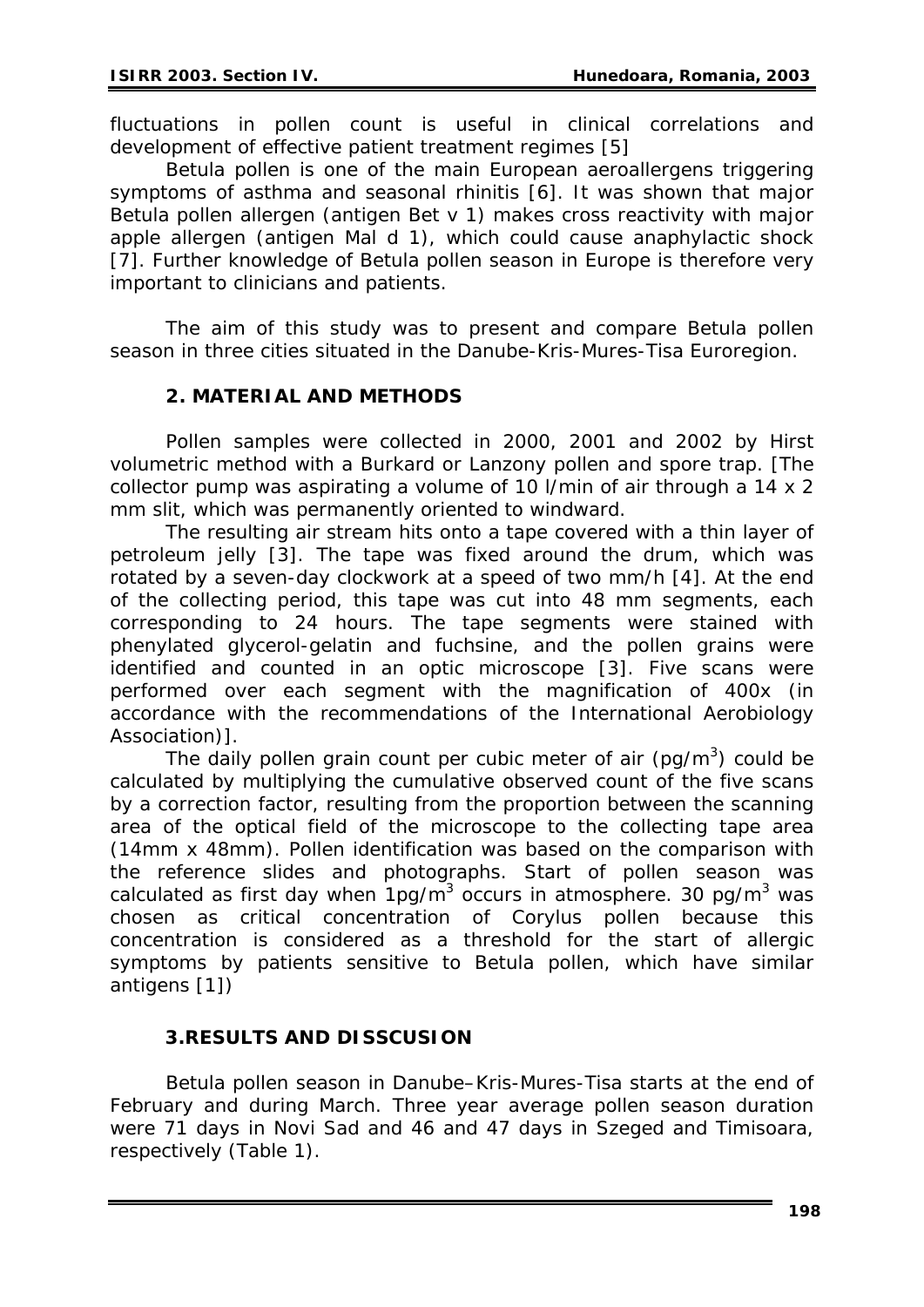fluctuations in pollen count is useful in clinical correlations and development of effective patient treatment regimes [5]

*Betula* pollen is one of the main European aeroallergens triggering symptoms of asthma and seasonal rhinitis [6]. It was shown that major *Betula* pollen allergen (antigen Bet v 1) makes cross reactivity with major apple allergen (antigen Mal d 1), which could cause anaphylactic shock [7]. Further knowledge of *Betula* pollen season in Europe is therefore very important to clinicians and patients.

The aim of this study was to present and compare *Betula* pollen season in three cities situated in the Danube-Kris-Mures-Tisa Euroregion.

## 2. MATERIAL AND METHODS

Pollen samples were collected in 2000, 2001 and 2002 by Hirst volumetric method with a Burkard or Lanzony pollen and spore trap. [The collector pump was aspirating a volume of 10 l/min of air through a 14 x 2 mm slit, which was permanently oriented to windward.

The resulting air stream hits onto a tape covered with a thin layer of petroleum jelly [3]. The tape was fixed around the drum, which was rotated by a seven-day clockwork at a speed of two mm/h [4]. At the end of the collecting period, this tape was cut into 48 mm segments, each corresponding to 24 hours. The tape segments were stained with phenylated glycerol-gelatin and fuchsine, and the pollen grains were identified and counted in an optic microscope [3]. Five scans were performed over each segment with the magnification of 400x (in accordance with the recommendations of the International Aerobiology Association)].

The daily pollen grain count per cubic meter of air ($pg/m^3$) could be calculated by multiplying the cumulative observed count of the five scans by a correction factor, resulting from the proportion between the scanning area of the optical field of the microscope to the collecting tape area (14mm x 48mm). Pollen identification was based on the comparison with the reference slides and photographs. Start of pollen season was calculated as first day when $1pg/m^3$ occurs in atmosphere. 30 $pg/m^3$ was chosen as critical concentration of *Corylus* pollen because this concentration is considered as a threshold for the start of allergic symptoms by patients sensitive to *Betula* pollen, which have similar antigens [1])

## 3.RESULTS AND DISSCUSION

*Betula* pollen season in Danube–Kris-Mures-Tisa starts at the end of February and during March. Three year average pollen season duration were 71 days in Novi Sad and 46 and 47 days in Szeged and Timisoara, respectively (Table 1).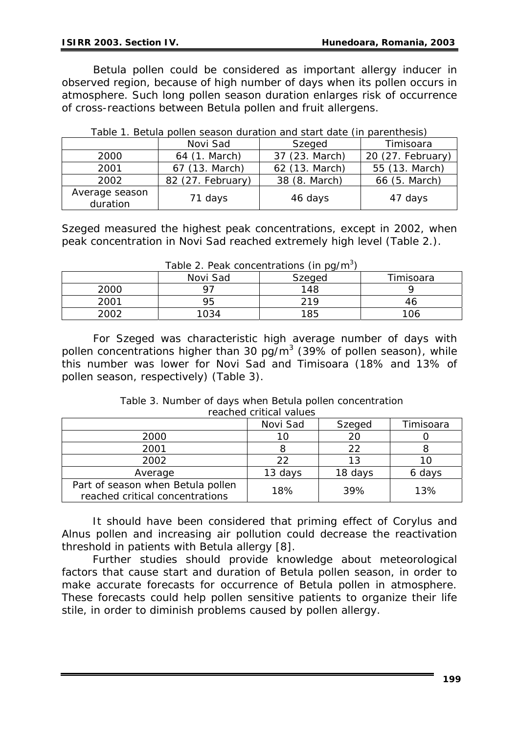Betula pollen could be considered as important allergy inducer in observed region, because of high number of days when its pollen occurs in atmosphere. Such long pollen season duration enlarges risk of occurrence of cross-reactions between Betula pollen and fruit allergens.

Table 1. Betula pollen season duration and start date (in parenthesis)

| | Novi Sad | Szeged | Timisoara |
|---|---|---|---|
| 2000 | 64 (1. March) | 37 (23. March) | 20 (27. February) |
| 2001 | 67 (13. March) | 62 (13. March) | 55 (13. March) |
| 2002 | 82 (27. February) | 38 (8. March) | 66 (5. March) |
| Average season duration | 71 days | 46 days | 47 days |

Szeged measured the highest peak concentrations, except in 2002, when peak concentration in Novi Sad reached extremely high level (Table 2.).

Table 2. Peak concentrations (in pg/m$^3$)

| | Novi Sad | Szeged | Timisoara |
|---|---|---|---|
| 2000 | 97 | 148 | 9 |
| 2001 | 95 | 219 | 46 |
| 2002 | 1034 | 185 | 106 |

For Szeged was characteristic high average number of days with pollen concentrations higher than 30 pg/m$^3$ (39% of pollen season), while this number was lower for Novi Sad and Timisoara (18% and 13% of pollen season, respectively) (Table 3).

Table 3. Number of days when Betula pollen concentration reached critical values

| | Novi Sad | Szeged | Timisoara |
|---|---|---|---|
| 2000 | 10 | 20 | 0 |
| 2001 | 8 | 22 | 8 |
| 2002 | 22 | 13 | 10 |
| Average | 13 days | 18 days | 6 days |
| Part of season when Betula pollen reached critical concentrations | 18% | 39% | 13% |

It should have been considered that priming effect of Corylus and Alnus pollen and increasing air pollution could decrease the reactivation threshold in patients with Betula allergy [8].

Further studies should provide knowledge about meteorological factors that cause start and duration of Betula pollen season, in order to make accurate forecasts for occurrence of Betula pollen in atmosphere. These forecasts could help pollen sensitive patients to organize their life stile, in order to diminish problems caused by pollen allergy.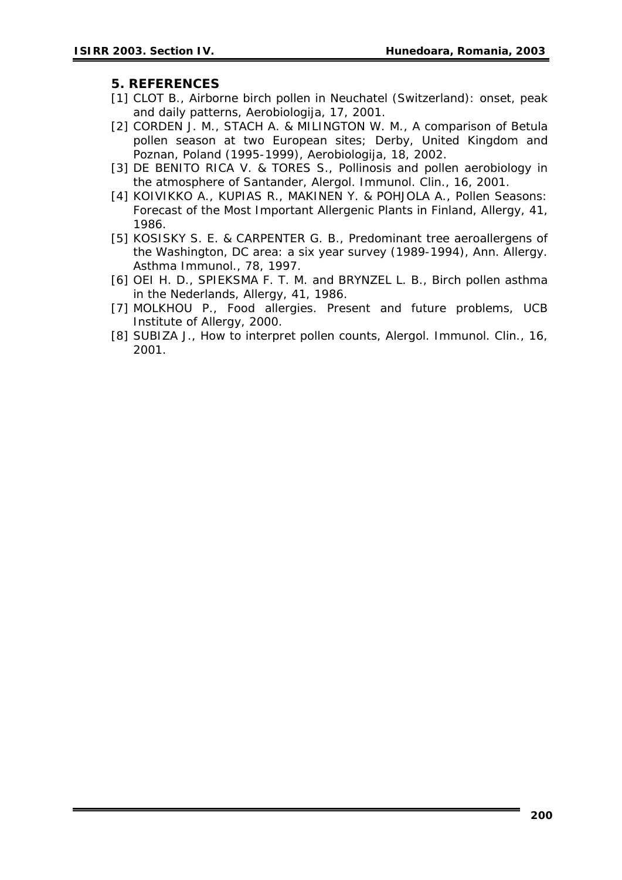## 5. REFERENCES

[1] CLOT B., Airborne birch pollen in Neuchatel (Switzerland): onset, peak and daily patterns, Aerobiologija, 17, 2001.

[2] CORDEN J. M., STACH A. & MILINGTON W. M., A comparison of Betula pollen season at two European sites; Derby, United Kingdom and Poznan, Poland (1995-1999), Aerobiologija, 18, 2002.

[3] DE BENITO RICA V. & TORES S., Pollinosis and pollen aerobiology in the atmosphere of Santander, Alergol. Immunol. Clin., 16, 2001.

[4] KOIVIKKO A., KUPIAS R., MAKINEN Y. & POHJOLA A., Pollen Seasons: Forecast of the Most Important Allergenic Plants in Finland, Allergy, 41, 1986.

[5] KOSISKY S. E. & CARPENTER G. B., Predominant tree aeroallergens of the Washington, DC area: a six year survey (1989-1994), Ann. Allergy. Asthma Immunol., 78, 1997.

[6] OEI H. D., SPIEKSMA F. T. M. and BRYNZEL L. B., Birch pollen asthma in the Nederlands, Allergy, 41, 1986.

[7] MOLKHOU P., Food allergies. Present and future problems, UCB Institute of Allergy, 2000.

[8] SUBIZA J., How to interpret pollen counts, Alergol. Immunol. Clin., 16, 2001.